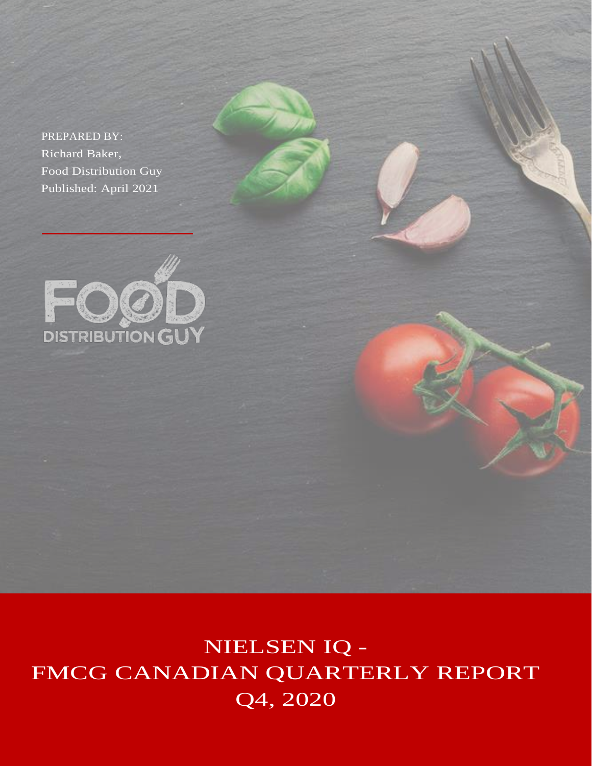PREPARED BY:
Richard Baker,
Food Distribution Guy
Published: April 2021

FOOD DISTRIBUTION GUY

# NIELSEN IQ - FMCG CANADIAN QUARTERLY REPORT Q4, 2020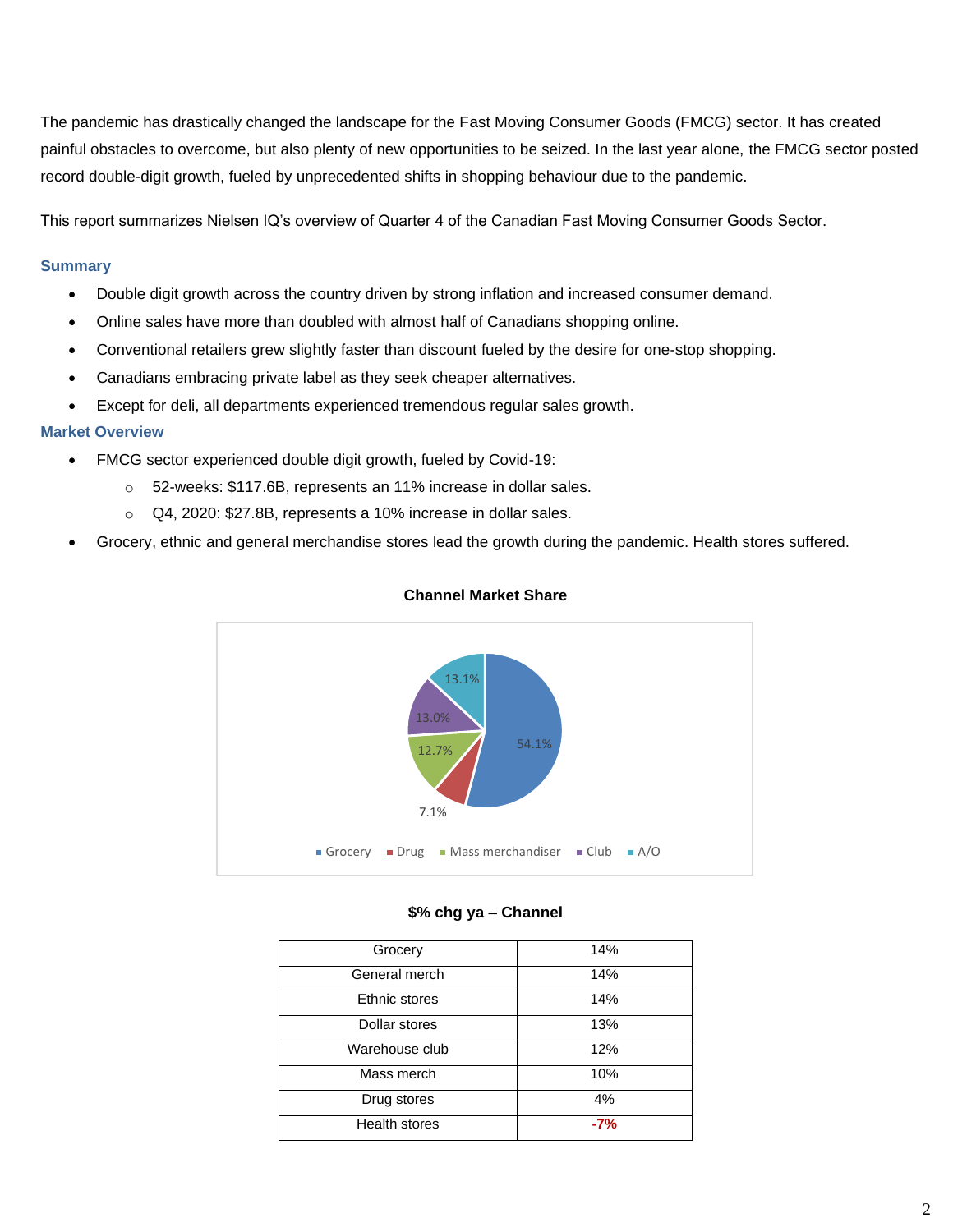The pandemic has drastically changed the landscape for the Fast Moving Consumer Goods (FMCG) sector. It has created painful obstacles to overcome, but also plenty of new opportunities to be seized. In the last year alone, the FMCG sector posted record double-digit growth, fueled by unprecedented shifts in shopping behaviour due to the pandemic.

This report summarizes Nielsen IQ's overview of Quarter 4 of the Canadian Fast Moving Consumer Goods Sector.

## Summary

- Double digit growth across the country driven by strong inflation and increased consumer demand.
- Online sales have more than doubled with almost half of Canadians shopping online.
- Conventional retailers grew slightly faster than discount fueled by the desire for one-stop shopping.
- Canadians embracing private label as they seek cheaper alternatives.
- Except for deli, all departments experienced tremendous regular sales growth.

## Market Overview

- FMCG sector experienced double digit growth, fueled by Covid-19:
  - 52-weeks: $117.6B, represents an 11% increase in dollar sales.
  - Q4, 2020: $27.8B, represents a 10% increase in dollar sales.
- Grocery, ethnic and general merchandise stores lead the growth during the pandemic. Health stores suffered.

**Channel Market Share**

54.1%
7.1%
12.7%
13.0%
13.1%

Grocery, Drug, Mass merchandiser, Club, A/O

**$% chg ya – Channel**

| | |
|---|---|
| Grocery | 14% |
| General merch | 14% |
| Ethnic stores | 14% |
| Dollar stores | 13% |
| Warehouse club | 12% |
| Mass merch | 10% |
| Drug stores | 4% |
| Health stores | **-7%** |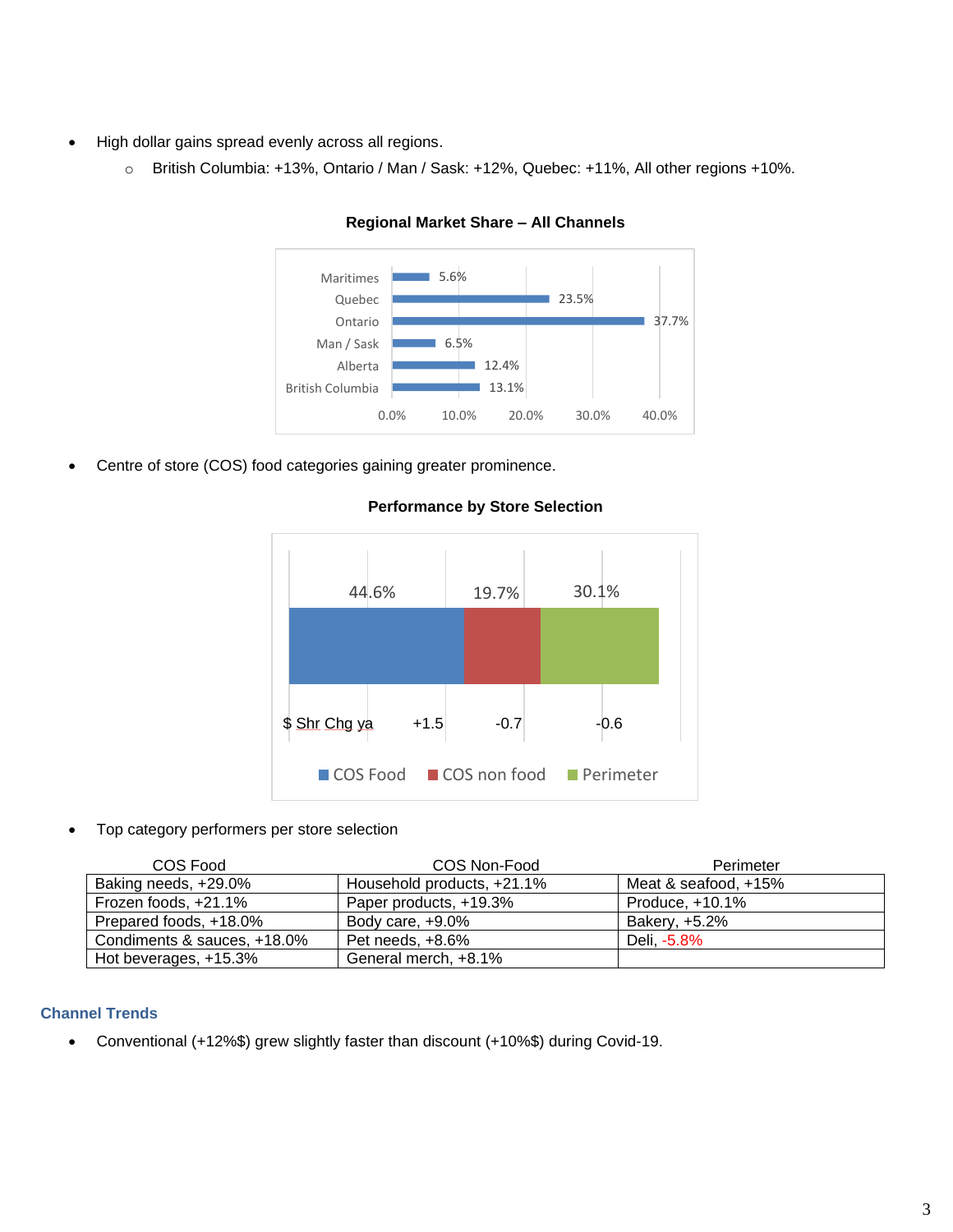- High dollar gains spread evenly across all regions.
    - British Columbia: +13%, Ontario / Man / Sask: +12%, Quebec: +11%, All other regions +10%.

**Regional Market Share – All Channels**

Maritimes 5.6%
Quebec 23.5%
Ontario 37.7%
Man / Sask 6.5%
Alberta 12.4%
British Columbia 13.1%

0.0% 10.0% 20.0% 30.0% 40.0%

- Centre of store (COS) food categories gaining greater prominence.

**Performance by Store Selection**

44.6% 19.7% 30.1%

$ Shr Chg ya +1.5 -0.7 -0.6

COS Food, COS non food, Perimeter

- Top category performers per store selection

| COS Food | COS Non-Food | Perimeter |
|---|---|---|
| Baking needs, +29.0% | Household products, +21.1% | Meat & seafood, +15% |
| Frozen foods, +21.1% | Paper products, +19.3% | Produce, +10.1% |
| Prepared foods, +18.0% | Body care, +9.0% | Bakery, +5.2% |
| Condiments & sauces, +18.0% | Pet needs, +8.6% | Deli, -5.8% |
| Hot beverages, +15.3% | General merch, +8.1% | |

## Channel Trends

- Conventional (+12%$) grew slightly faster than discount (+10%$) during Covid-19.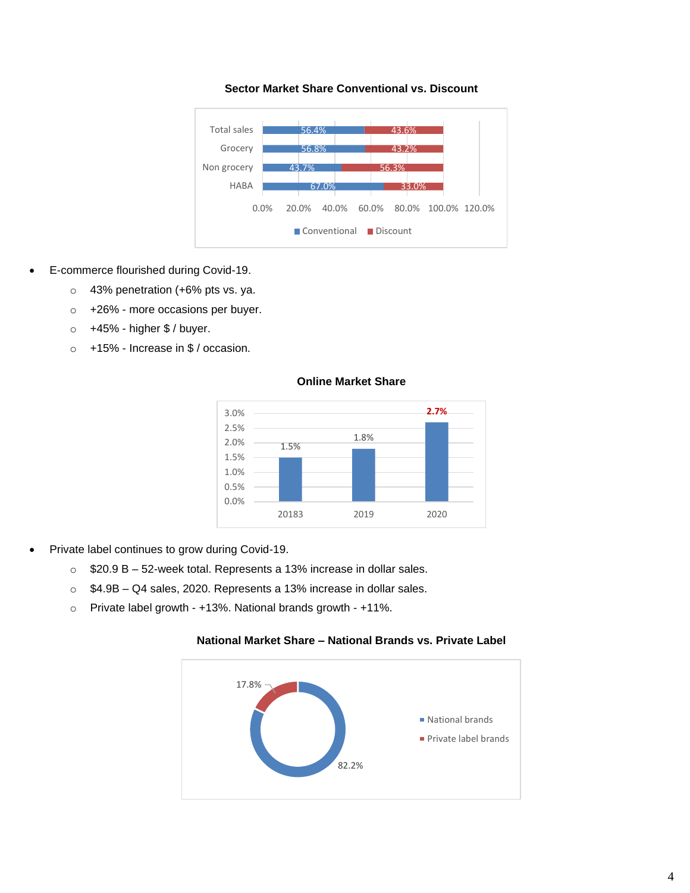**Sector Market Share Conventional vs. Discount**

Total sales
Grocery
Non grocery
HABA

56.4% 43.6%
56.8% 43.2%
43.7% 56.3%
67.0% 33.0%

0.0% 20.0% 40.0% 60.0% 80.0% 100.0% 120.0%

Conventional Discount

- E-commerce flourished during Covid-19.
  - 43% penetration (+6% pts vs. ya.
  - +26% - more occasions per buyer.
  - +45% - higher $ / buyer.
  - +15% - Increase in $ / occasion.

**Online Market Share**

3.0%
2.5%
2.0%
1.5%
1.0%
0.5%
0.0%

1.5%
1.8%
2.7%

20183 2019 2020

- Private label continues to grow during Covid-19.
  - $20.9 B – 52-week total. Represents a 13% increase in dollar sales.
  - $4.9B – Q4 sales, 2020. Represents a 13% increase in dollar sales.
  - Private label growth - +13%. National brands growth - +11%.

**National Market Share – National Brands vs. Private Label**

17.8%
82.2%

National brands
Private label brands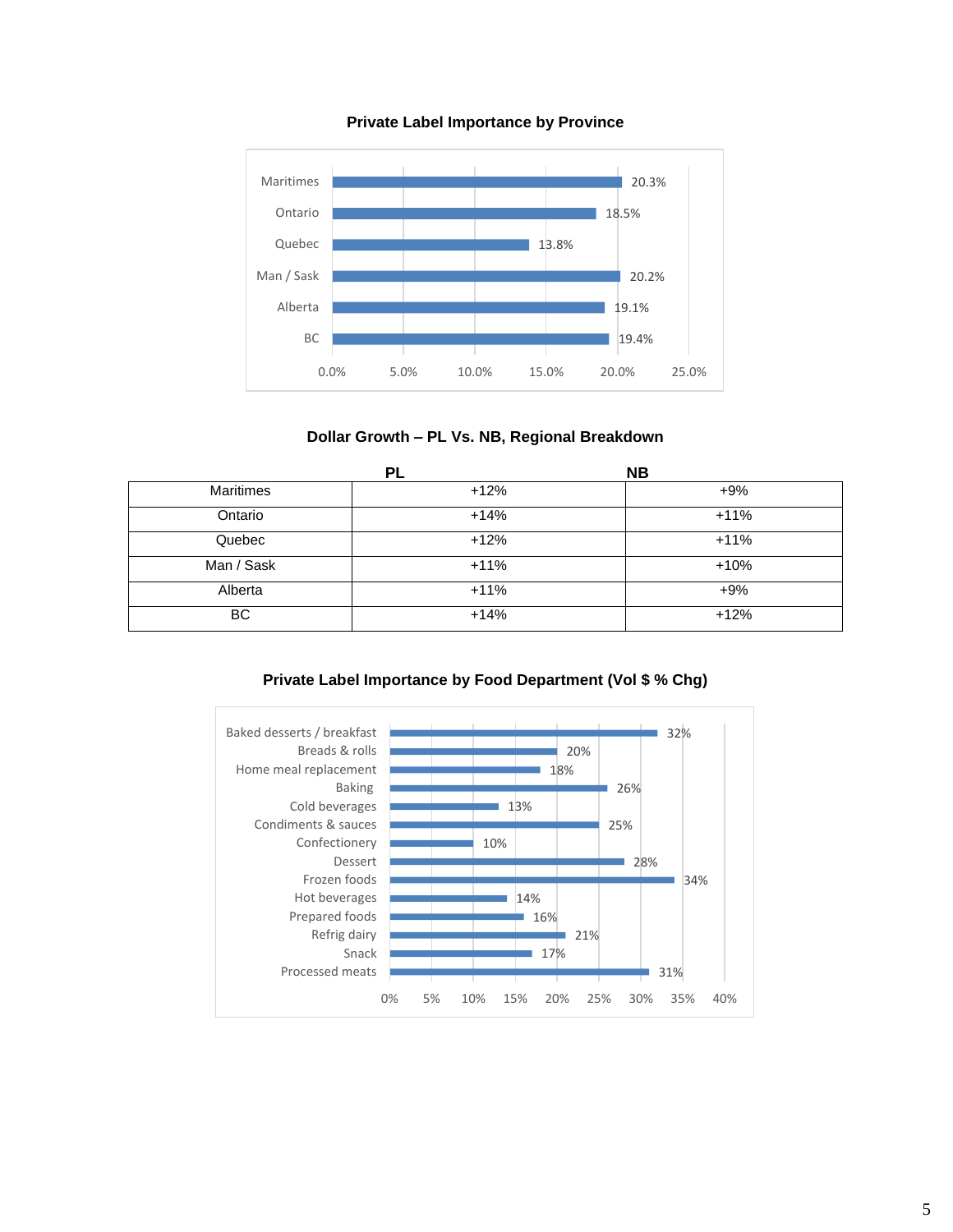**Private Label Importance by Province**

Maritimes 20.3%
Ontario 18.5%
Quebec 13.8%
Man / Sask 20.2%
Alberta 19.1%
BC 19.4%

0.0% 5.0% 10.0% 15.0% 20.0% 25.0%

**Dollar Growth – PL Vs. NB, Regional Breakdown**

| | PL | NB |
|---|---|---|
| Maritimes | +12% | +9% |
| Ontario | +14% | +11% |
| Quebec | +12% | +11% |
| Man / Sask | +11% | +10% |
| Alberta | +11% | +9% |
| BC | +14% | +12% |

**Private Label Importance by Food Department (Vol $ % Chg)**

Baked desserts / breakfast 32%
Breads & rolls 20%
Home meal replacement 18%
Baking 26%
Cold beverages 13%
Condiments & sauces 25%
Confectionery 10%
Dessert 28%
Frozen foods 34%
Hot beverages 14%
Prepared foods 16%
Refrig dairy 21%
Snack 17%
Processed meats 31%

0% 5% 10% 15% 20% 25% 30% 35% 40%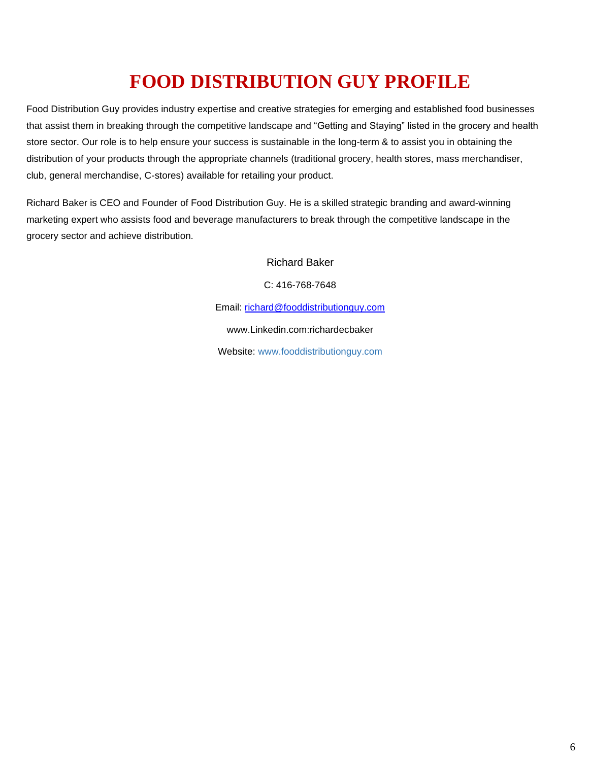# FOOD DISTRIBUTION GUY PROFILE

Food Distribution Guy provides industry expertise and creative strategies for emerging and established food businesses that assist them in breaking through the competitive landscape and "Getting and Staying" listed in the grocery and health store sector. Our role is to help ensure your success is sustainable in the long-term & to assist you in obtaining the distribution of your products through the appropriate channels (traditional grocery, health stores, mass merchandiser, club, general merchandise, C-stores) available for retailing your product.

Richard Baker is CEO and Founder of Food Distribution Guy. He is a skilled strategic branding and award-winning marketing expert who assists food and beverage manufacturers to break through the competitive landscape in the grocery sector and achieve distribution.

Richard Baker

C: 416-768-7648

Email: richard@fooddistributionguy.com

www.Linkedin.com:richardecbaker

Website: www.fooddistributionguy.com